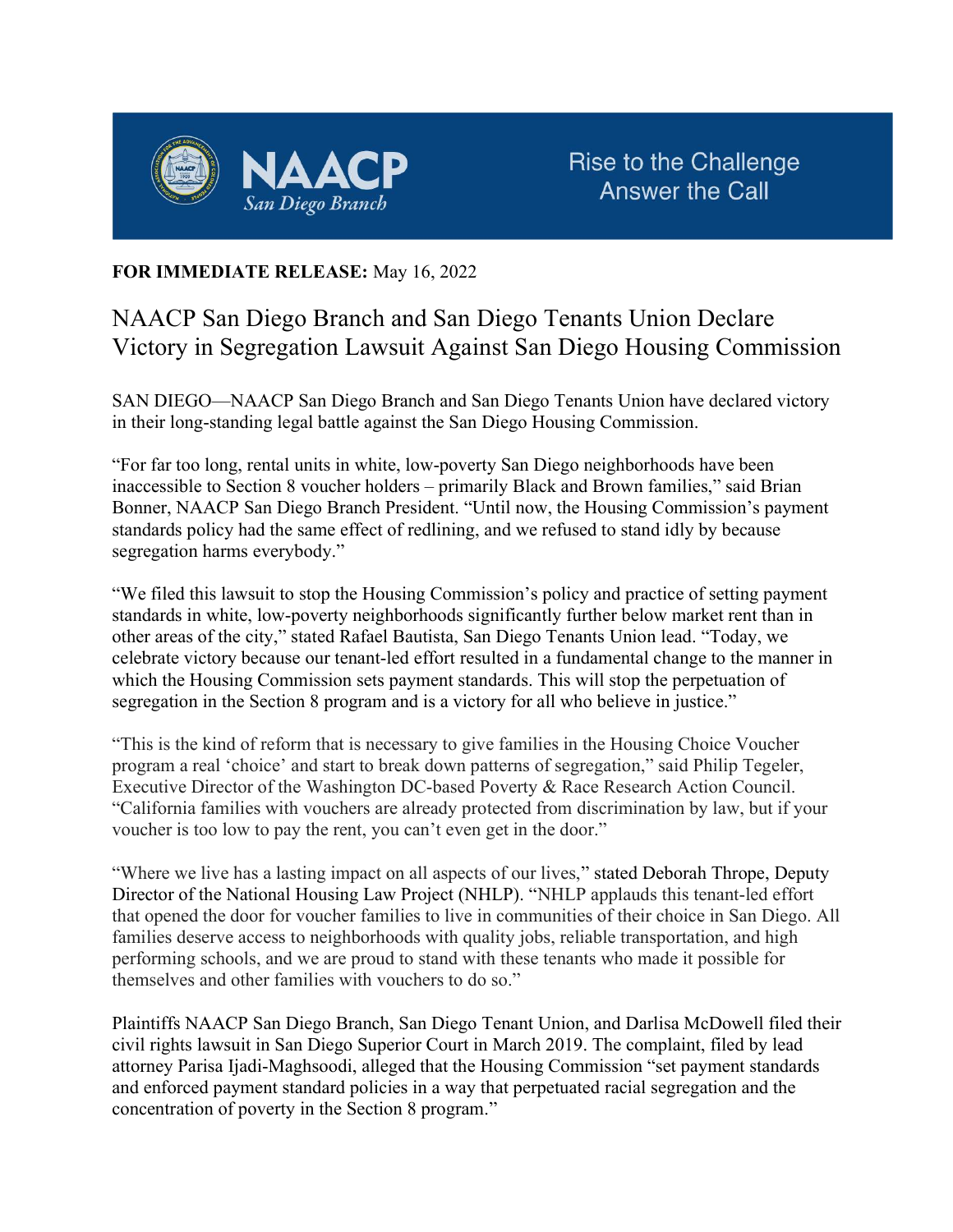**NAACP**
*San Diego Branch*

Rise to the Challenge
Answer the Call

**FOR IMMEDIATE RELEASE:** May 16, 2022

# NAACP San Diego Branch and San Diego Tenants Union Declare Victory in Segregation Lawsuit Against San Diego Housing Commission

SAN DIEGO—NAACP San Diego Branch and San Diego Tenants Union have declared victory in their long-standing legal battle against the San Diego Housing Commission.

"For far too long, rental units in white, low-poverty San Diego neighborhoods have been inaccessible to Section 8 voucher holders – primarily Black and Brown families," said Brian Bonner, NAACP San Diego Branch President. "Until now, the Housing Commission's payment standards policy had the same effect of redlining, and we refused to stand idly by because segregation harms everybody."

"We filed this lawsuit to stop the Housing Commission's policy and practice of setting payment standards in white, low-poverty neighborhoods significantly further below market rent than in other areas of the city," stated Rafael Bautista, San Diego Tenants Union lead. "Today, we celebrate victory because our tenant-led effort resulted in a fundamental change to the manner in which the Housing Commission sets payment standards. This will stop the perpetuation of segregation in the Section 8 program and is a victory for all who believe in justice."

"This is the kind of reform that is necessary to give families in the Housing Choice Voucher program a real 'choice' and start to break down patterns of segregation," said Philip Tegeler, Executive Director of the Washington DC-based Poverty & Race Research Action Council. "California families with vouchers are already protected from discrimination by law, but if your voucher is too low to pay the rent, you can't even get in the door."

"Where we live has a lasting impact on all aspects of our lives," stated Deborah Thrope, Deputy Director of the National Housing Law Project (NHLP). "NHLP applauds this tenant-led effort that opened the door for voucher families to live in communities of their choice in San Diego. All families deserve access to neighborhoods with quality jobs, reliable transportation, and high performing schools, and we are proud to stand with these tenants who made it possible for themselves and other families with vouchers to do so."

Plaintiffs NAACP San Diego Branch, San Diego Tenant Union, and Darlisa McDowell filed their civil rights lawsuit in San Diego Superior Court in March 2019. The complaint, filed by lead attorney Parisa Ijadi-Maghsoodi, alleged that the Housing Commission "set payment standards and enforced payment standard policies in a way that perpetuated racial segregation and the concentration of poverty in the Section 8 program."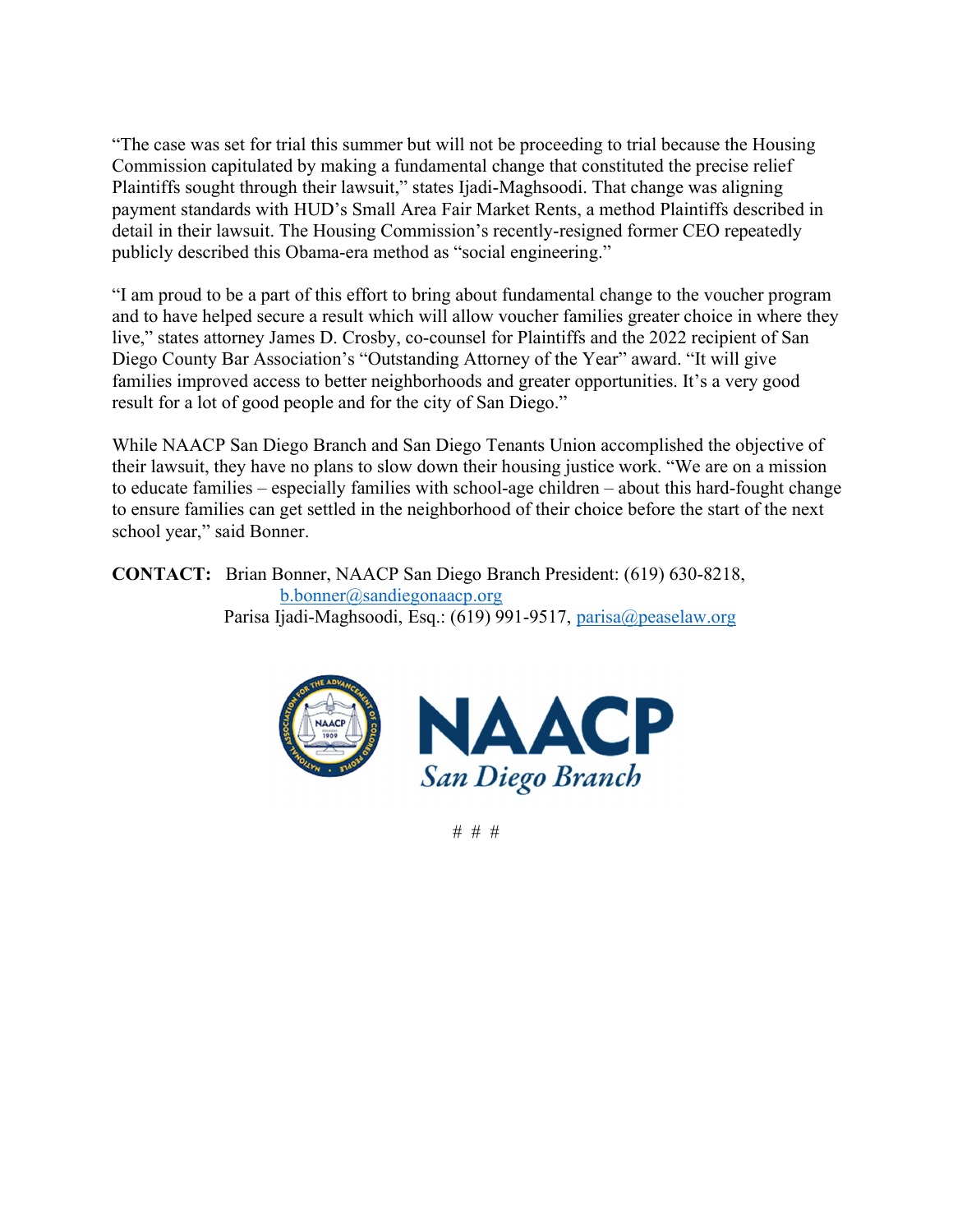"The case was set for trial this summer but will not be proceeding to trial because the Housing Commission capitulated by making a fundamental change that constituted the precise relief Plaintiffs sought through their lawsuit," states Ijadi-Maghsoodi. That change was aligning payment standards with HUD's Small Area Fair Market Rents, a method Plaintiffs described in detail in their lawsuit. The Housing Commission's recently-resigned former CEO repeatedly publicly described this Obama-era method as "social engineering."

"I am proud to be a part of this effort to bring about fundamental change to the voucher program and to have helped secure a result which will allow voucher families greater choice in where they live," states attorney James D. Crosby, co-counsel for Plaintiffs and the 2022 recipient of San Diego County Bar Association's "Outstanding Attorney of the Year" award. "It will give families improved access to better neighborhoods and greater opportunities. It's a very good result for a lot of good people and for the city of San Diego."

While NAACP San Diego Branch and San Diego Tenants Union accomplished the objective of their lawsuit, they have no plans to slow down their housing justice work. "We are on a mission to educate families – especially families with school-age children – about this hard-fought change to ensure families can get settled in the neighborhood of their choice before the start of the next school year," said Bonner.

**CONTACT:** Brian Bonner, NAACP San Diego Branch President: (619) 630-8218, b.bonner@sandiegonaacp.org
Parisa Ijadi-Maghsoodi, Esq.: (619) 991-9517, parisa@peaselaw.org

NAACP
San Diego Branch

# # #